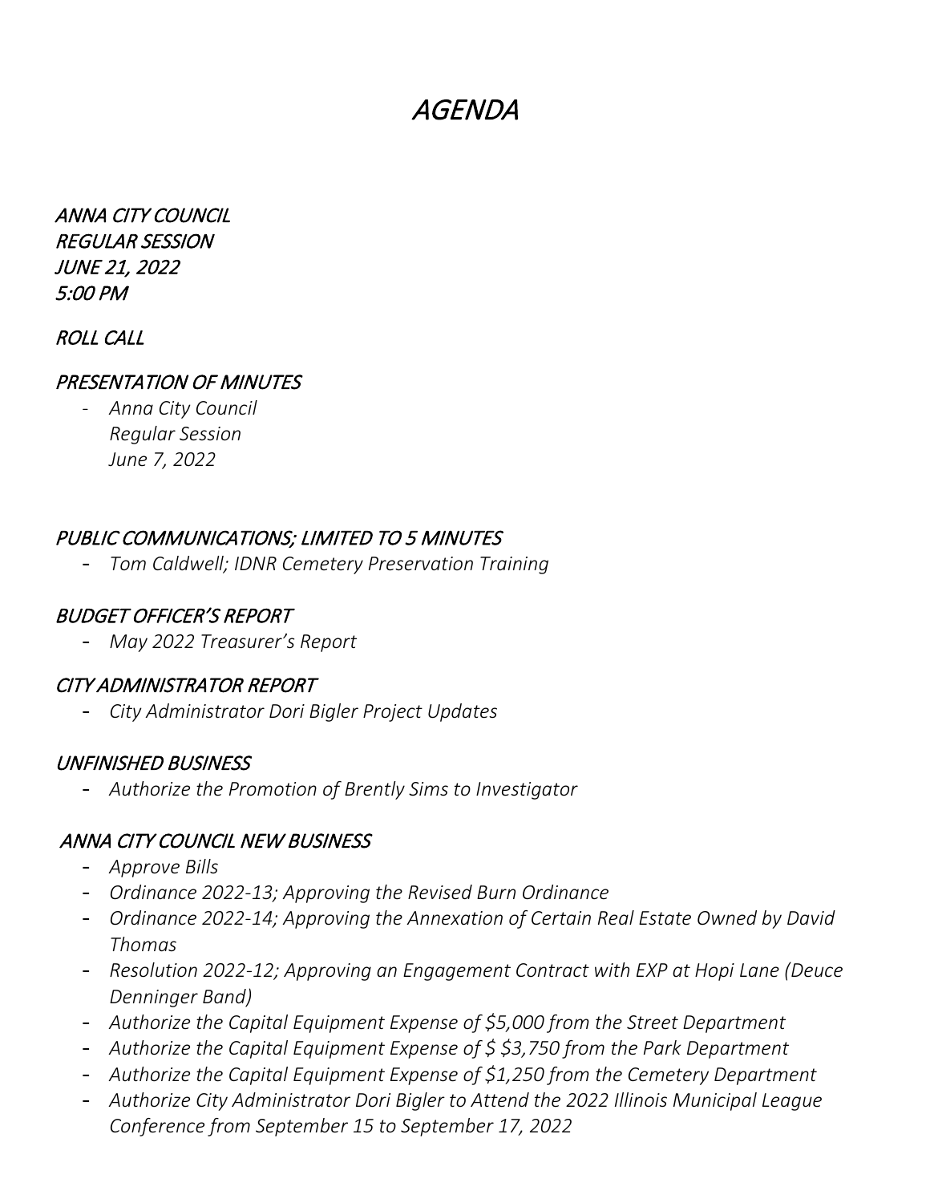# *AGENDA*

*ANNA CITY COUNCIL*
*REGULAR SESSION*
*JUNE 21, 2022*
*5:00 PM*

## *ROLL CALL*

## *PRESENTATION OF MINUTES*

- *Anna City Council*
  *Regular Session*
  *June 7, 2022*

## *PUBLIC COMMUNICATIONS; LIMITED TO 5 MINUTES*

- *Tom Caldwell; IDNR Cemetery Preservation Training*

## *BUDGET OFFICER'S REPORT*

- *May 2022 Treasurer's Report*

## *CITY ADMINISTRATOR REPORT*

- *City Administrator Dori Bigler Project Updates*

## *UNFINISHED BUSINESS*

- *Authorize the Promotion of Brently Sims to Investigator*

## *ANNA CITY COUNCIL NEW BUSINESS*

- *Approve Bills*
- *Ordinance 2022-13; Approving the Revised Burn Ordinance*
- *Ordinance 2022-14; Approving the Annexation of Certain Real Estate Owned by David Thomas*
- *Resolution 2022-12; Approving an Engagement Contract with EXP at Hopi Lane (Deuce Denninger Band)*
- *Authorize the Capital Equipment Expense of $5,000 from the Street Department*
- *Authorize the Capital Equipment Expense of $ $3,750 from the Park Department*
- *Authorize the Capital Equipment Expense of $1,250 from the Cemetery Department*
- *Authorize City Administrator Dori Bigler to Attend the 2022 Illinois Municipal League Conference from September 15 to September 17, 2022*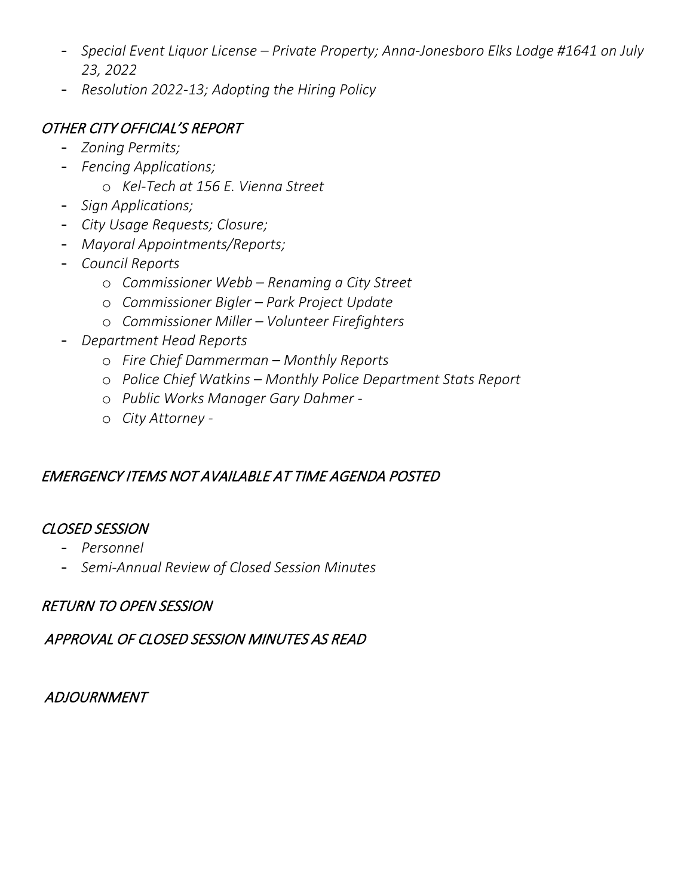- *Special Event Liquor License – Private Property; Anna-Jonesboro Elks Lodge #1641 on July 23, 2022*
- *Resolution 2022-13; Adopting the Hiring Policy*

## *OTHER CITY OFFICIAL'S REPORT*

- *Zoning Permits;*
- *Fencing Applications;*
    - *Kel-Tech at 156 E. Vienna Street*
- *Sign Applications;*
- *City Usage Requests; Closure;*
- *Mayoral Appointments/Reports;*
- *Council Reports*
    - *Commissioner Webb – Renaming a City Street*
    - *Commissioner Bigler – Park Project Update*
    - *Commissioner Miller – Volunteer Firefighters*
- *Department Head Reports*
    - *Fire Chief Dammerman – Monthly Reports*
    - *Police Chief Watkins – Monthly Police Department Stats Report*
    - *Public Works Manager Gary Dahmer -*
    - *City Attorney -*

## *EMERGENCY ITEMS NOT AVAILABLE AT TIME AGENDA POSTED*

## *CLOSED SESSION*

- *Personnel*
- *Semi-Annual Review of Closed Session Minutes*

## *RETURN TO OPEN SESSION*

## *APPROVAL OF CLOSED SESSION MINUTES AS READ*

## *ADJOURNMENT*